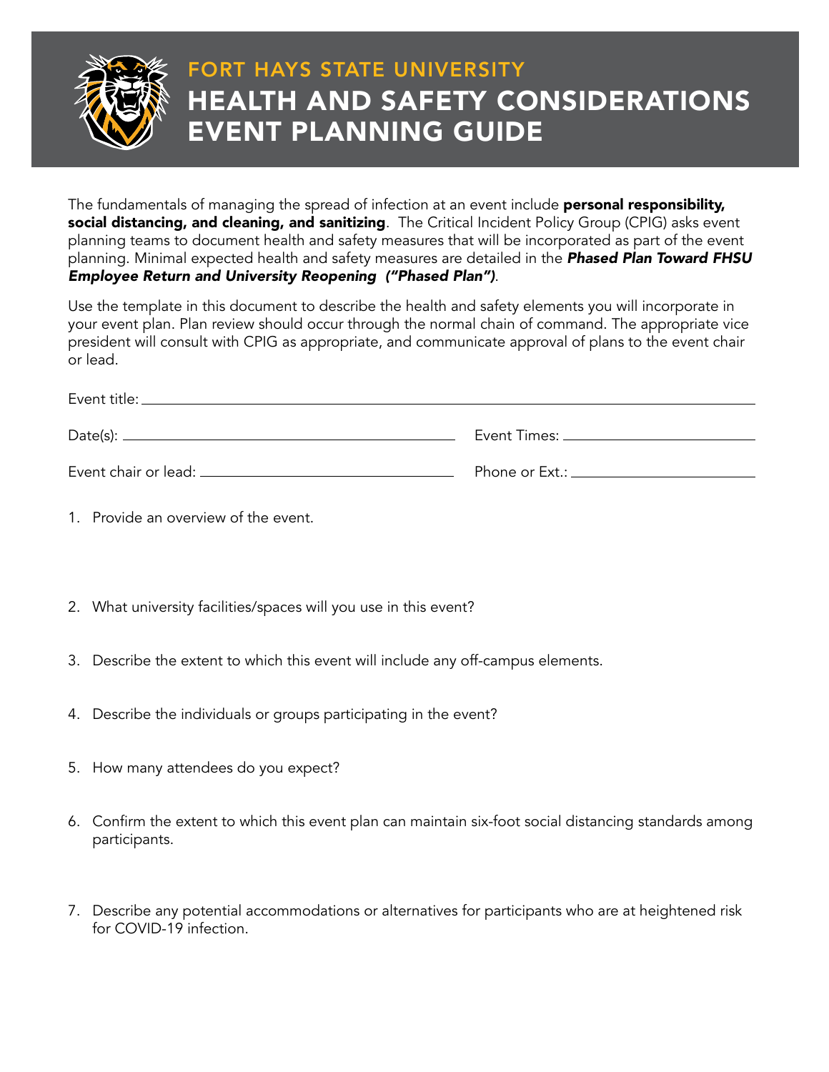# FORT HAYS STATE UNIVERSITY

# HEALTH AND SAFETY CONSIDERATIONS EVENT PLANNING GUIDE

The fundamentals of managing the spread of infection at an event include **personal responsibility, social distancing, and cleaning, and sanitizing**. The Critical Incident Policy Group (CPIG) asks event planning teams to document health and safety measures that will be incorporated as part of the event planning. Minimal expected health and safety measures are detailed in the ***Phased Plan Toward FHSU Employee Return and University Reopening ("Phased Plan")***.

Use the template in this document to describe the health and safety elements you will incorporate in your event plan. Plan review should occur through the normal chain of command. The appropriate vice president will consult with CPIG as appropriate, and communicate approval of plans to the event chair or lead.

Event title: ______________________________________________

Date(s): ______________________ Event Times: ______________________

Event chair or lead: ______________________ Phone or Ext.: ______________________

1. Provide an overview of the event.

2. What university facilities/spaces will you use in this event?

3. Describe the extent to which this event will include any off-campus elements.

4. Describe the individuals or groups participating in the event?

5. How many attendees do you expect?

6. Confirm the extent to which this event plan can maintain six-foot social distancing standards among participants.

7. Describe any potential accommodations or alternatives for participants who are at heightened risk for COVID-19 infection.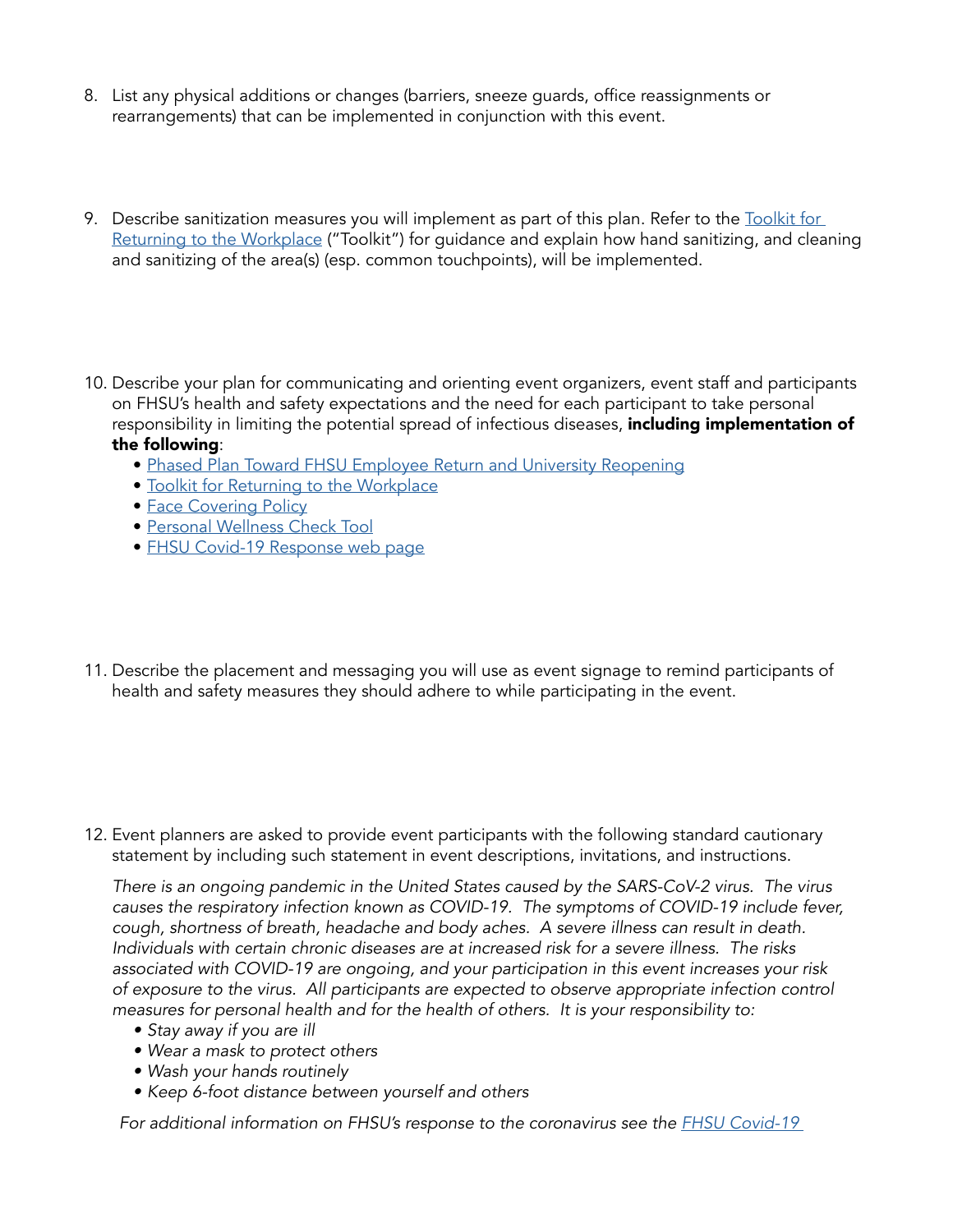8. List any physical additions or changes (barriers, sneeze guards, office reassignments or rearrangements) that can be implemented in conjunction with this event.

9. Describe sanitization measures you will implement as part of this plan. Refer to the Toolkit for Returning to the Workplace ("Toolkit") for guidance and explain how hand sanitizing, and cleaning and sanitizing of the area(s) (esp. common touchpoints), will be implemented.

10. Describe your plan for communicating and orienting event organizers, event staff and participants on FHSU's health and safety expectations and the need for each participant to take personal responsibility in limiting the potential spread of infectious diseases, **including implementation of the following**:
    - Phased Plan Toward FHSU Employee Return and University Reopening
    - Toolkit for Returning to the Workplace
    - Face Covering Policy
    - Personal Wellness Check Tool
    - FHSU Covid-19 Response web page

11. Describe the placement and messaging you will use as event signage to remind participants of health and safety measures they should adhere to while participating in the event.

12. Event planners are asked to provide event participants with the following standard cautionary statement by including such statement in event descriptions, invitations, and instructions.

    *There is an ongoing pandemic in the United States caused by the SARS-CoV-2 virus. The virus causes the respiratory infection known as COVID-19. The symptoms of COVID-19 include fever, cough, shortness of breath, headache and body aches. A severe illness can result in death. Individuals with certain chronic diseases are at increased risk for a severe illness. The risks associated with COVID-19 are ongoing, and your participation in this event increases your risk of exposure to the virus. All participants are expected to observe appropriate infection control measures for personal health and for the health of others. It is your responsibility to:*
    - *Stay away if you are ill*
    - *Wear a mask to protect others*
    - *Wash your hands routinely*
    - *Keep 6-foot distance between yourself and others*

    *For additional information on FHSU's response to the coronavirus see the FHSU Covid-19*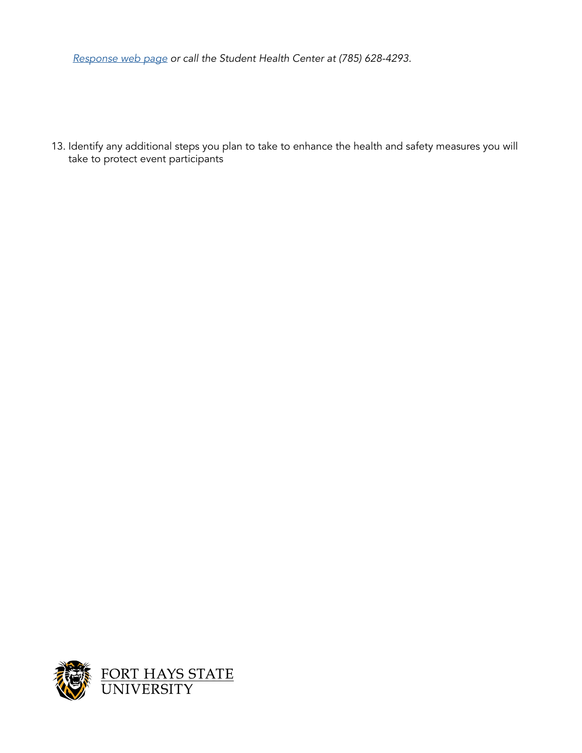*[Response web page](#) or call the Student Health Center at (785) 628-4293.*

13. Identify any additional steps you plan to take to enhance the health and safety measures you will take to protect event participants